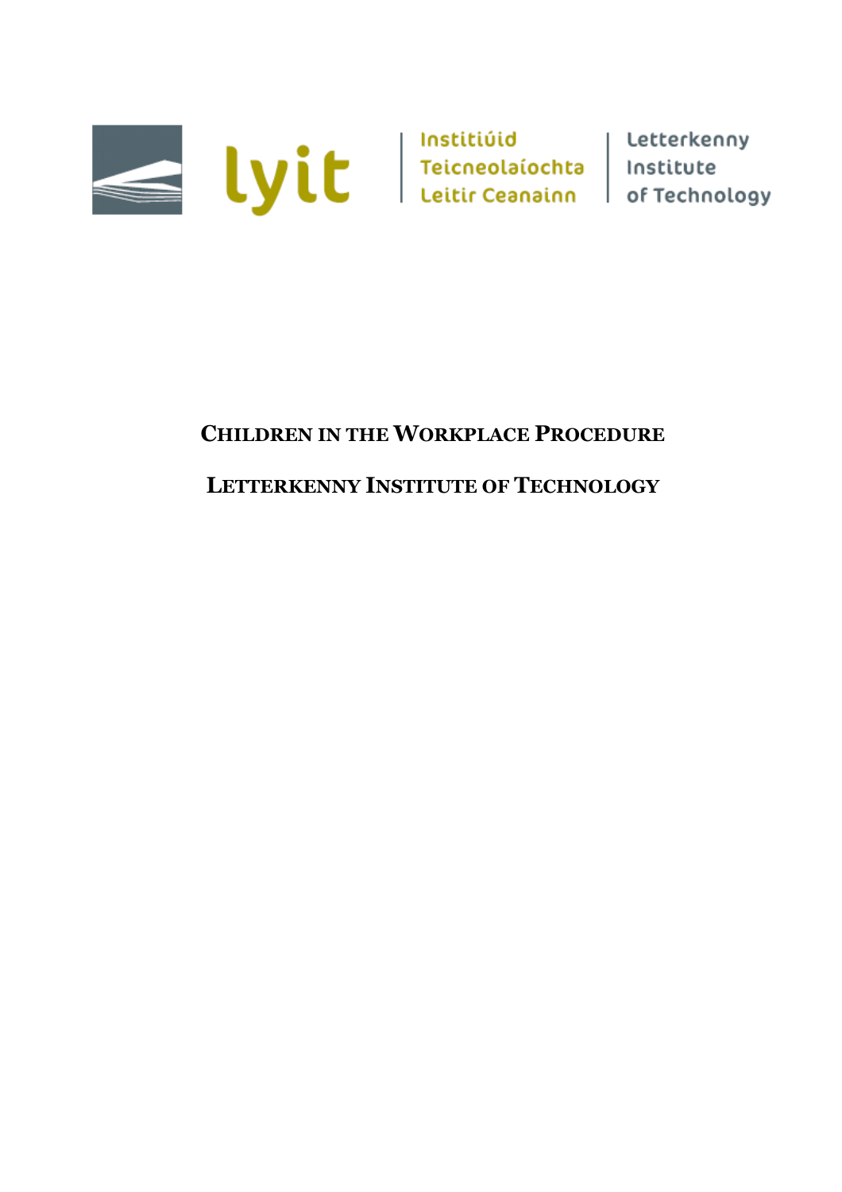lyit | Institiúid Teicneolaíochta Leitir Ceanainn | Letterkenny Institute of Technology

# CHILDREN IN THE WORKPLACE PROCEDURE

# LETTERKENNY INSTITUTE OF TECHNOLOGY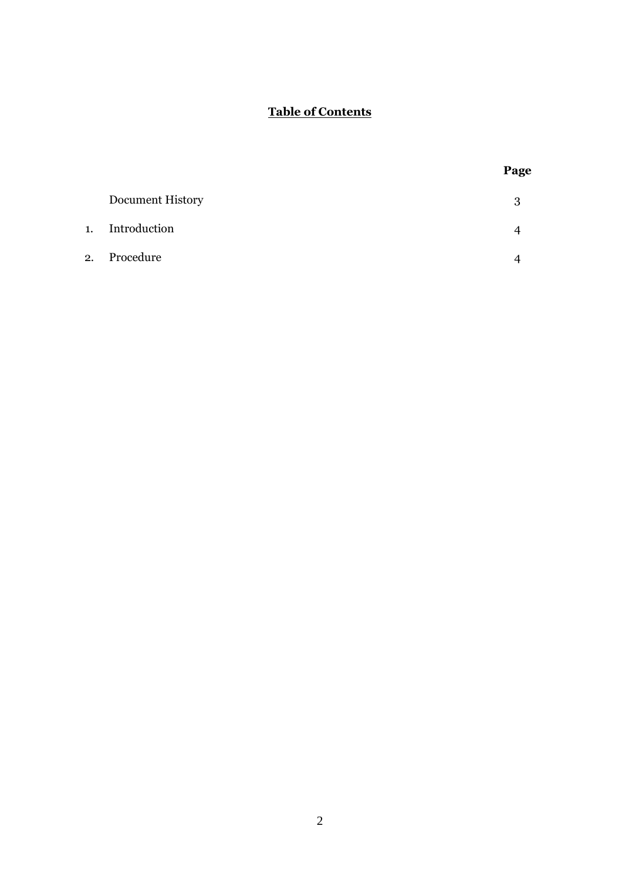## **Table of Contents**

| | | Page |
|---|---|---|
| | Document History | 3 |
| 1. | Introduction | 4 |
| 2. | Procedure | 4 |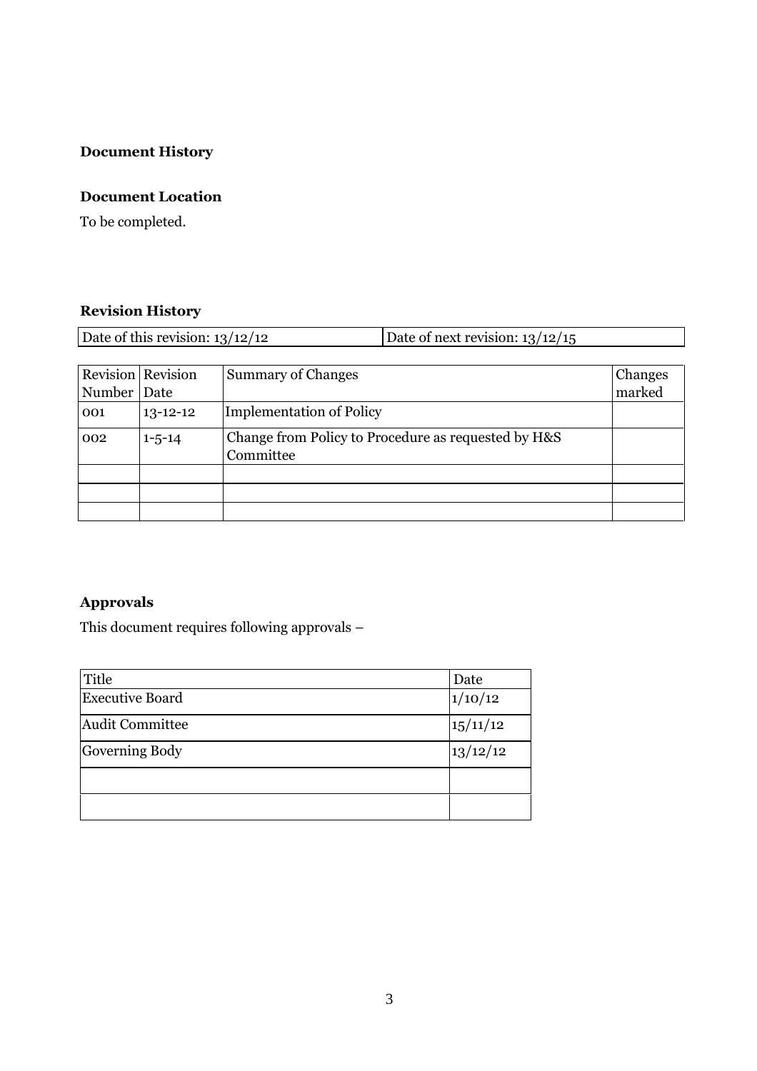**Document History**

**Document Location**

To be completed.

**Revision History**

| Date of this revision: 13/12/12 | Date of next revision: 13/12/15 |
|---|---|

| Revision Number | Revision Date | Summary of Changes | Changes marked |
|---|---|---|---|
| 001 | 13-12-12 | Implementation of Policy | |
| 002 | 1-5-14 | Change from Policy to Procedure as requested by H&S Committee | |
| | | | |
| | | | |
| | | | |

**Approvals**

This document requires following approvals –

| Title | Date |
|---|---|
| Executive Board | 1/10/12 |
| Audit Committee | 15/11/12 |
| Governing Body | 13/12/12 |
| | |
| | |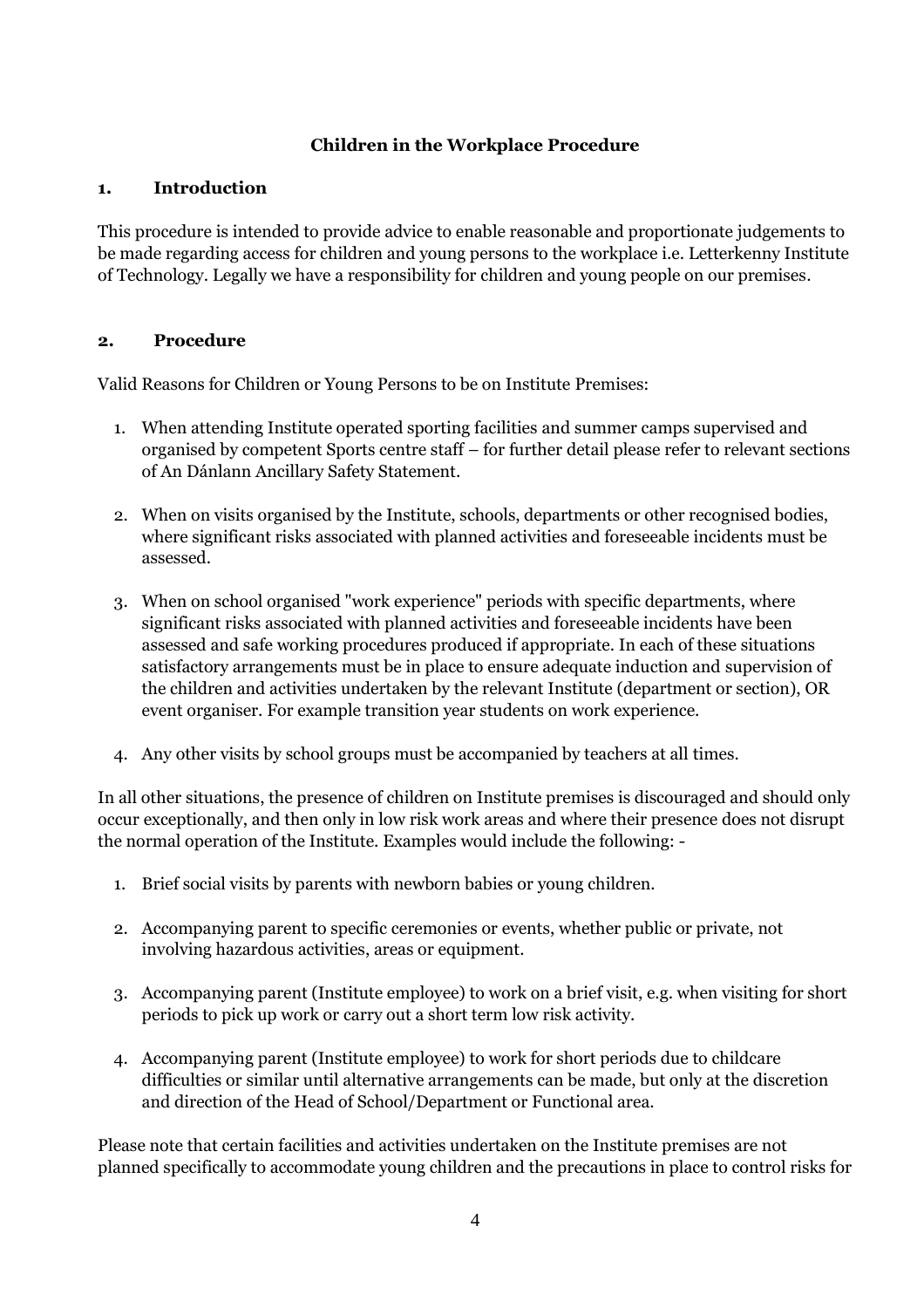**Children in the Workplace Procedure**

## 1. Introduction

This procedure is intended to provide advice to enable reasonable and proportionate judgements to be made regarding access for children and young persons to the workplace i.e. Letterkenny Institute of Technology. Legally we have a responsibility for children and young people on our premises.

## 2. Procedure

Valid Reasons for Children or Young Persons to be on Institute Premises:

1. When attending Institute operated sporting facilities and summer camps supervised and organised by competent Sports centre staff – for further detail please refer to relevant sections of An Dánlann Ancillary Safety Statement.

2. When on visits organised by the Institute, schools, departments or other recognised bodies, where significant risks associated with planned activities and foreseeable incidents must be assessed.

3. When on school organised "work experience" periods with specific departments, where significant risks associated with planned activities and foreseeable incidents have been assessed and safe working procedures produced if appropriate. In each of these situations satisfactory arrangements must be in place to ensure adequate induction and supervision of the children and activities undertaken by the relevant Institute (department or section), OR event organiser. For example transition year students on work experience.

4. Any other visits by school groups must be accompanied by teachers at all times.

In all other situations, the presence of children on Institute premises is discouraged and should only occur exceptionally, and then only in low risk work areas and where their presence does not disrupt the normal operation of the Institute. Examples would include the following: -

1. Brief social visits by parents with newborn babies or young children.

2. Accompanying parent to specific ceremonies or events, whether public or private, not involving hazardous activities, areas or equipment.

3. Accompanying parent (Institute employee) to work on a brief visit, e.g. when visiting for short periods to pick up work or carry out a short term low risk activity.

4. Accompanying parent (Institute employee) to work for short periods due to childcare difficulties or similar until alternative arrangements can be made, but only at the discretion and direction of the Head of School/Department or Functional area.

Please note that certain facilities and activities undertaken on the Institute premises are not planned specifically to accommodate young children and the precautions in place to control risks for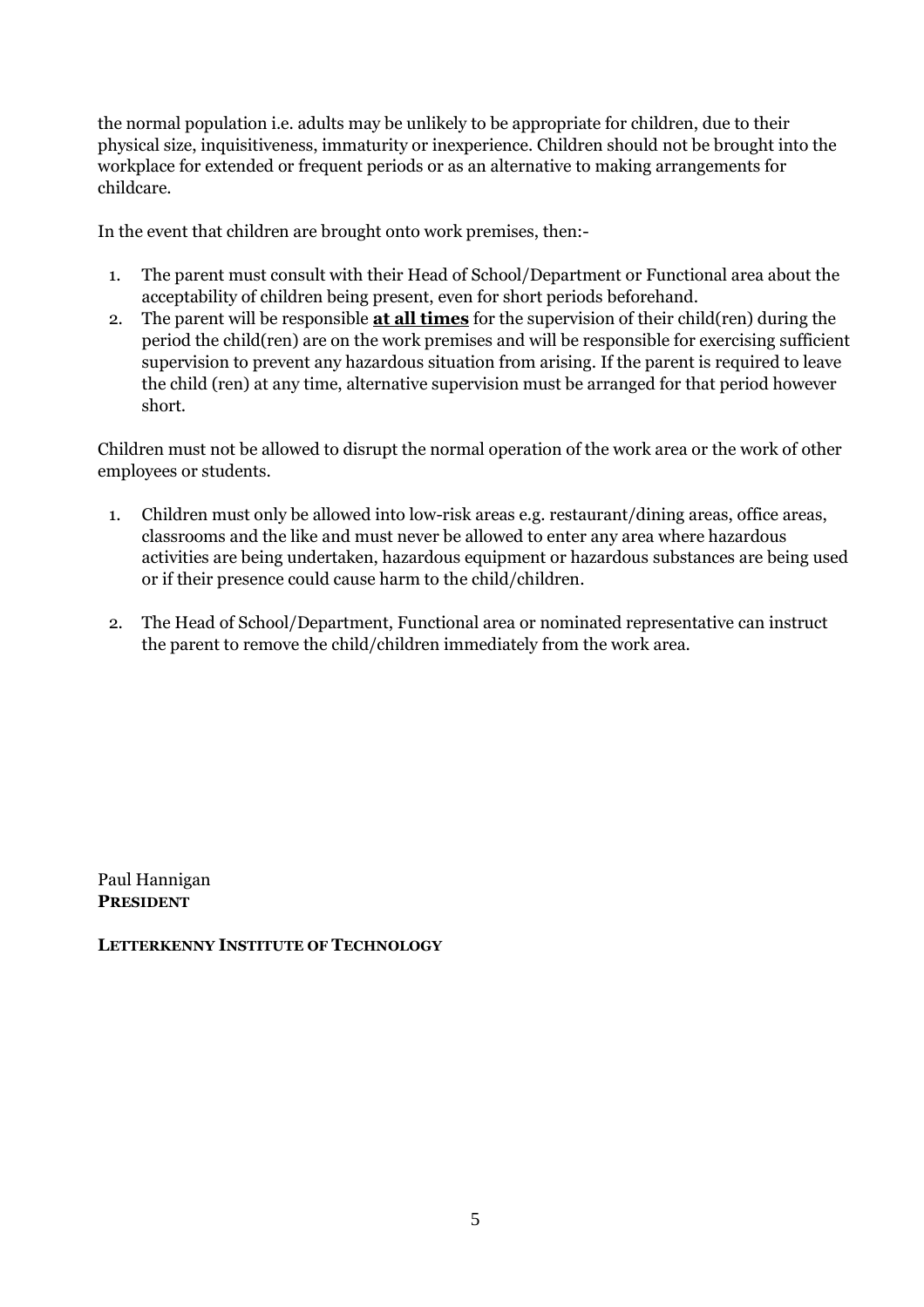the normal population i.e. adults may be unlikely to be appropriate for children, due to their physical size, inquisitiveness, immaturity or inexperience. Children should not be brought into the workplace for extended or frequent periods or as an alternative to making arrangements for childcare.

In the event that children are brought onto work premises, then:-

1. The parent must consult with their Head of School/Department or Functional area about the acceptability of children being present, even for short periods beforehand.
2. The parent will be responsible **at all times** for the supervision of their child(ren) during the period the child(ren) are on the work premises and will be responsible for exercising sufficient supervision to prevent any hazardous situation from arising. If the parent is required to leave the child (ren) at any time, alternative supervision must be arranged for that period however short.

Children must not be allowed to disrupt the normal operation of the work area or the work of other employees or students.

1. Children must only be allowed into low-risk areas e.g. restaurant/dining areas, office areas, classrooms and the like and must never be allowed to enter any area where hazardous activities are being undertaken, hazardous equipment or hazardous substances are being used or if their presence could cause harm to the child/children.

2. The Head of School/Department, Functional area or nominated representative can instruct the parent to remove the child/children immediately from the work area.

Paul Hannigan
**PRESIDENT**

**LETTERKENNY INSTITUTE OF TECHNOLOGY**